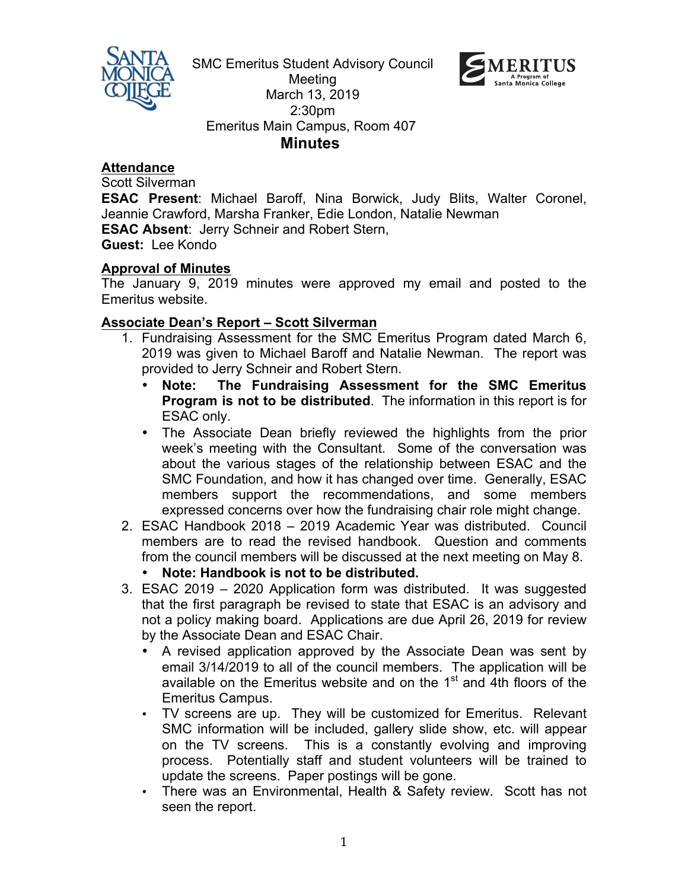SMC Emeritus Student Advisory Council Meeting
March 13, 2019
2:30pm
Emeritus Main Campus, Room 407

# Minutes

## Attendance

Scott Silverman
**ESAC Present**: Michael Baroff, Nina Borwick, Judy Blits, Walter Coronel, Jeannie Crawford, Marsha Franker, Edie London, Natalie Newman
**ESAC Absent**: Jerry Schneir and Robert Stern,
**Guest:** Lee Kondo

## Approval of Minutes

The January 9, 2019 minutes were approved my email and posted to the Emeritus website.

## Associate Dean's Report – Scott Silverman

1. Fundraising Assessment for the SMC Emeritus Program dated March 6, 2019 was given to Michael Baroff and Natalie Newman. The report was provided to Jerry Schneir and Robert Stern.
   - **Note: The Fundraising Assessment for the SMC Emeritus Program is not to be distributed**. The information in this report is for ESAC only.
   - The Associate Dean briefly reviewed the highlights from the prior week's meeting with the Consultant. Some of the conversation was about the various stages of the relationship between ESAC and the SMC Foundation, and how it has changed over time. Generally, ESAC members support the recommendations, and some members expressed concerns over how the fundraising chair role might change.
2. ESAC Handbook 2018 – 2019 Academic Year was distributed. Council members are to read the revised handbook. Question and comments from the council members will be discussed at the next meeting on May 8.
   - **Note: Handbook is not to be distributed.**
3. ESAC 2019 – 2020 Application form was distributed. It was suggested that the first paragraph be revised to state that ESAC is an advisory and not a policy making board. Applications are due April 26, 2019 for review by the Associate Dean and ESAC Chair.
   - A revised application approved by the Associate Dean was sent by email 3/14/2019 to all of the council members. The application will be available on the Emeritus website and on the 1st and 4th floors of the Emeritus Campus.
   - TV screens are up. They will be customized for Emeritus. Relevant SMC information will be included, gallery slide show, etc. will appear on the TV screens. This is a constantly evolving and improving process. Potentially staff and student volunteers will be trained to update the screens. Paper postings will be gone.
   - There was an Environmental, Health & Safety review. Scott has not seen the report.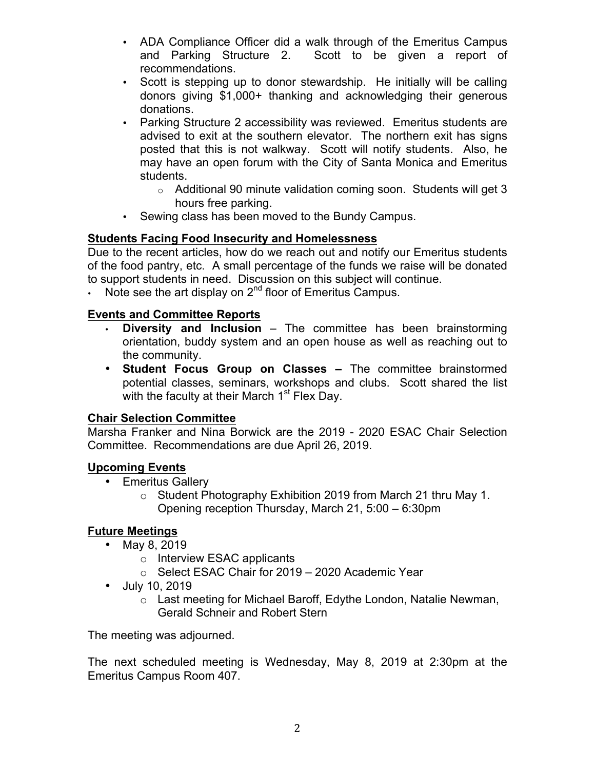- ADA Compliance Officer did a walk through of the Emeritus Campus and Parking Structure 2. Scott to be given a report of recommendations.
- Scott is stepping up to donor stewardship. He initially will be calling donors giving $1,000+ thanking and acknowledging their generous donations.
- Parking Structure 2 accessibility was reviewed. Emeritus students are advised to exit at the southern elevator. The northern exit has signs posted that this is not walkway. Scott will notify students. Also, he may have an open forum with the City of Santa Monica and Emeritus students.
    - Additional 90 minute validation coming soon. Students will get 3 hours free parking.
- Sewing class has been moved to the Bundy Campus.

**Students Facing Food Insecurity and Homelessness**

Due to the recent articles, how do we reach out and notify our Emeritus students of the food pantry, etc. A small percentage of the funds we raise will be donated to support students in need. Discussion on this subject will continue.

- Note see the art display on 2nd floor of Emeritus Campus.

**Events and Committee Reports**

- **Diversity and Inclusion** – The committee has been brainstorming orientation, buddy system and an open house as well as reaching out to the community.
- **Student Focus Group on Classes –** The committee brainstormed potential classes, seminars, workshops and clubs. Scott shared the list with the faculty at their March 1st Flex Day.

**Chair Selection Committee**

Marsha Franker and Nina Borwick are the 2019 - 2020 ESAC Chair Selection Committee. Recommendations are due April 26, 2019.

**Upcoming Events**

- Emeritus Gallery
    - Student Photography Exhibition 2019 from March 21 thru May 1. Opening reception Thursday, March 21, 5:00 – 6:30pm

**Future Meetings**

- May 8, 2019
    - Interview ESAC applicants
    - Select ESAC Chair for 2019 – 2020 Academic Year
- July 10, 2019
    - Last meeting for Michael Baroff, Edythe London, Natalie Newman, Gerald Schneir and Robert Stern

The meeting was adjourned.

The next scheduled meeting is Wednesday, May 8, 2019 at 2:30pm at the Emeritus Campus Room 407.